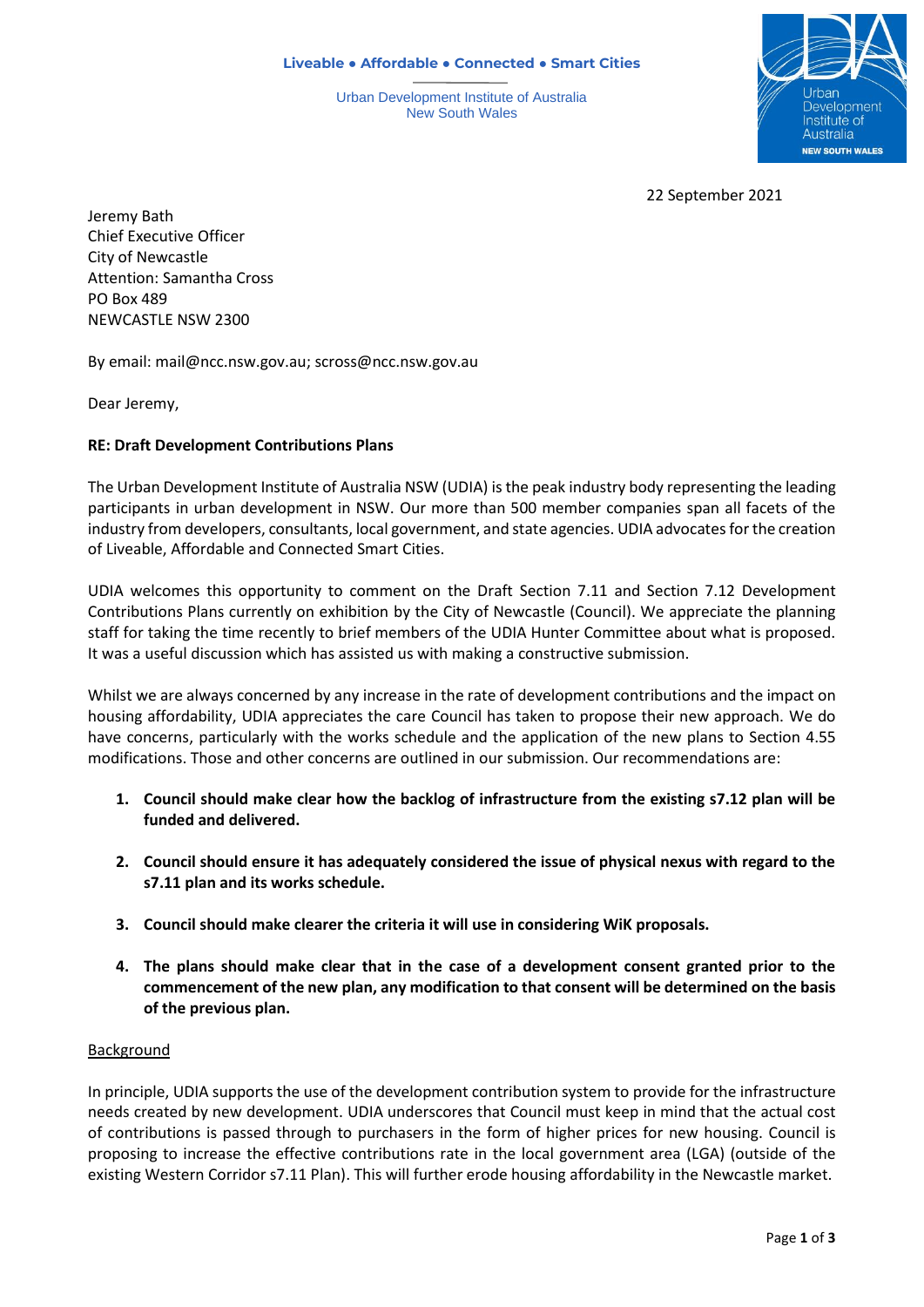**Liveable • Affordable • Connected • Smart Cities**

Urban Development Institute of Australia
New South Wales

Urban Development Institute of Australia
NEW SOUTH WALES

22 September 2021

Jeremy Bath
Chief Executive Officer
City of Newcastle
Attention: Samantha Cross
PO Box 489
NEWCASTLE NSW 2300

By email: mail@ncc.nsw.gov.au; scross@ncc.nsw.gov.au

Dear Jeremy,

**RE: Draft Development Contributions Plans**

The Urban Development Institute of Australia NSW (UDIA) is the peak industry body representing the leading participants in urban development in NSW. Our more than 500 member companies span all facets of the industry from developers, consultants, local government, and state agencies. UDIA advocates for the creation of Liveable, Affordable and Connected Smart Cities.

UDIA welcomes this opportunity to comment on the Draft Section 7.11 and Section 7.12 Development Contributions Plans currently on exhibition by the City of Newcastle (Council). We appreciate the planning staff for taking the time recently to brief members of the UDIA Hunter Committee about what is proposed. It was a useful discussion which has assisted us with making a constructive submission.

Whilst we are always concerned by any increase in the rate of development contributions and the impact on housing affordability, UDIA appreciates the care Council has taken to propose their new approach. We do have concerns, particularly with the works schedule and the application of the new plans to Section 4.55 modifications. Those and other concerns are outlined in our submission. Our recommendations are:

1. **Council should make clear how the backlog of infrastructure from the existing s7.12 plan will be funded and delivered.**

2. **Council should ensure it has adequately considered the issue of physical nexus with regard to the s7.11 plan and its works schedule.**

3. **Council should make clearer the criteria it will use in considering WiK proposals.**

4. **The plans should make clear that in the case of a development consent granted prior to the commencement of the new plan, any modification to that consent will be determined on the basis of the previous plan.**

<u>Background</u>

In principle, UDIA supports the use of the development contribution system to provide for the infrastructure needs created by new development. UDIA underscores that Council must keep in mind that the actual cost of contributions is passed through to purchasers in the form of higher prices for new housing. Council is proposing to increase the effective contributions rate in the local government area (LGA) (outside of the existing Western Corridor s7.11 Plan). This will further erode housing affordability in the Newcastle market.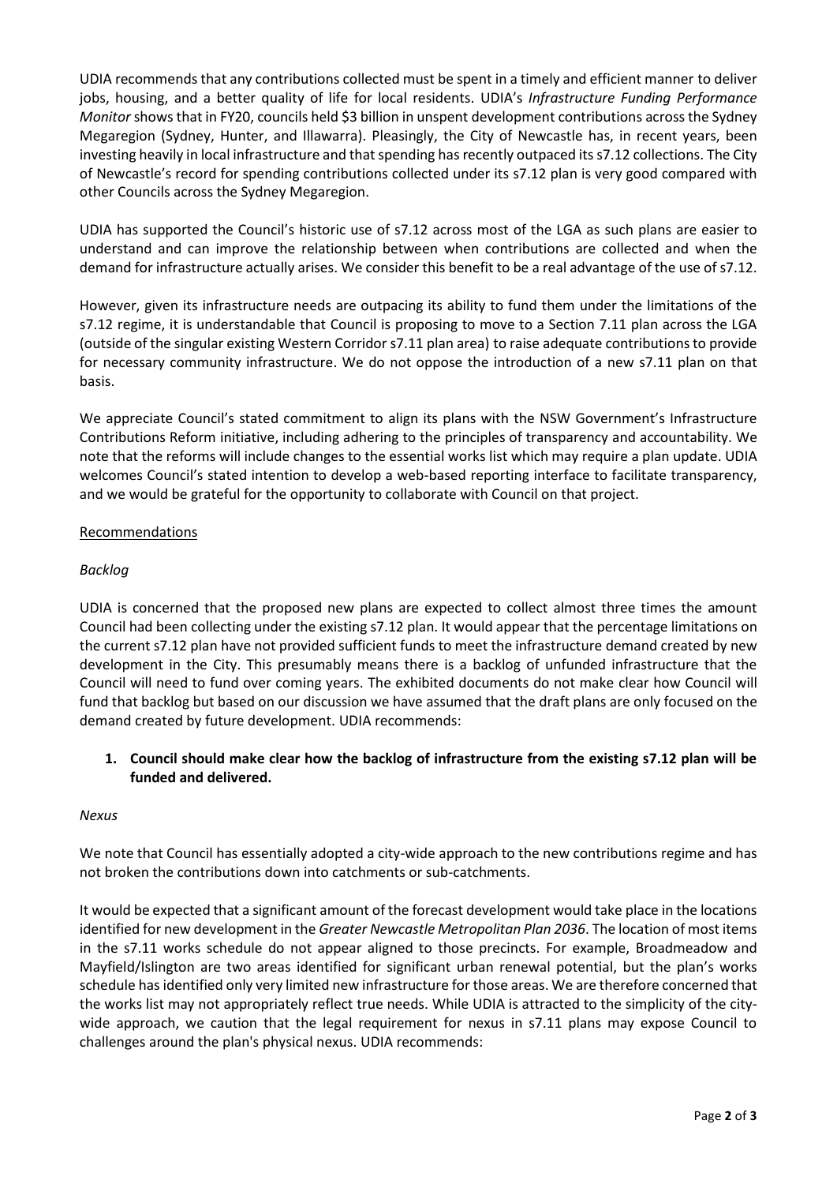UDIA recommends that any contributions collected must be spent in a timely and efficient manner to deliver jobs, housing, and a better quality of life for local residents. UDIA's *Infrastructure Funding Performance Monitor* shows that in FY20, councils held $3 billion in unspent development contributions across the Sydney Megaregion (Sydney, Hunter, and Illawarra). Pleasingly, the City of Newcastle has, in recent years, been investing heavily in local infrastructure and that spending has recently outpaced its s7.12 collections. The City of Newcastle's record for spending contributions collected under its s7.12 plan is very good compared with other Councils across the Sydney Megaregion.

UDIA has supported the Council's historic use of s7.12 across most of the LGA as such plans are easier to understand and can improve the relationship between when contributions are collected and when the demand for infrastructure actually arises. We consider this benefit to be a real advantage of the use of s7.12.

However, given its infrastructure needs are outpacing its ability to fund them under the limitations of the s7.12 regime, it is understandable that Council is proposing to move to a Section 7.11 plan across the LGA (outside of the singular existing Western Corridor s7.11 plan area) to raise adequate contributions to provide for necessary community infrastructure. We do not oppose the introduction of a new s7.11 plan on that basis.

We appreciate Council's stated commitment to align its plans with the NSW Government's Infrastructure Contributions Reform initiative, including adhering to the principles of transparency and accountability. We note that the reforms will include changes to the essential works list which may require a plan update. UDIA welcomes Council's stated intention to develop a web-based reporting interface to facilitate transparency, and we would be grateful for the opportunity to collaborate with Council on that project.

<u>Recommendations</u>

*Backlog*

UDIA is concerned that the proposed new plans are expected to collect almost three times the amount Council had been collecting under the existing s7.12 plan. It would appear that the percentage limitations on the current s7.12 plan have not provided sufficient funds to meet the infrastructure demand created by new development in the City. This presumably means there is a backlog of unfunded infrastructure that the Council will need to fund over coming years. The exhibited documents do not make clear how Council will fund that backlog but based on our discussion we have assumed that the draft plans are only focused on the demand created by future development. UDIA recommends:

1. **Council should make clear how the backlog of infrastructure from the existing s7.12 plan will be funded and delivered.**

*Nexus*

We note that Council has essentially adopted a city-wide approach to the new contributions regime and has not broken the contributions down into catchments or sub-catchments.

It would be expected that a significant amount of the forecast development would take place in the locations identified for new development in the *Greater Newcastle Metropolitan Plan 2036*. The location of most items in the s7.11 works schedule do not appear aligned to those precincts. For example, Broadmeadow and Mayfield/Islington are two areas identified for significant urban renewal potential, but the plan's works schedule has identified only very limited new infrastructure for those areas. We are therefore concerned that the works list may not appropriately reflect true needs. While UDIA is attracted to the simplicity of the city-wide approach, we caution that the legal requirement for nexus in s7.11 plans may expose Council to challenges around the plan's physical nexus. UDIA recommends: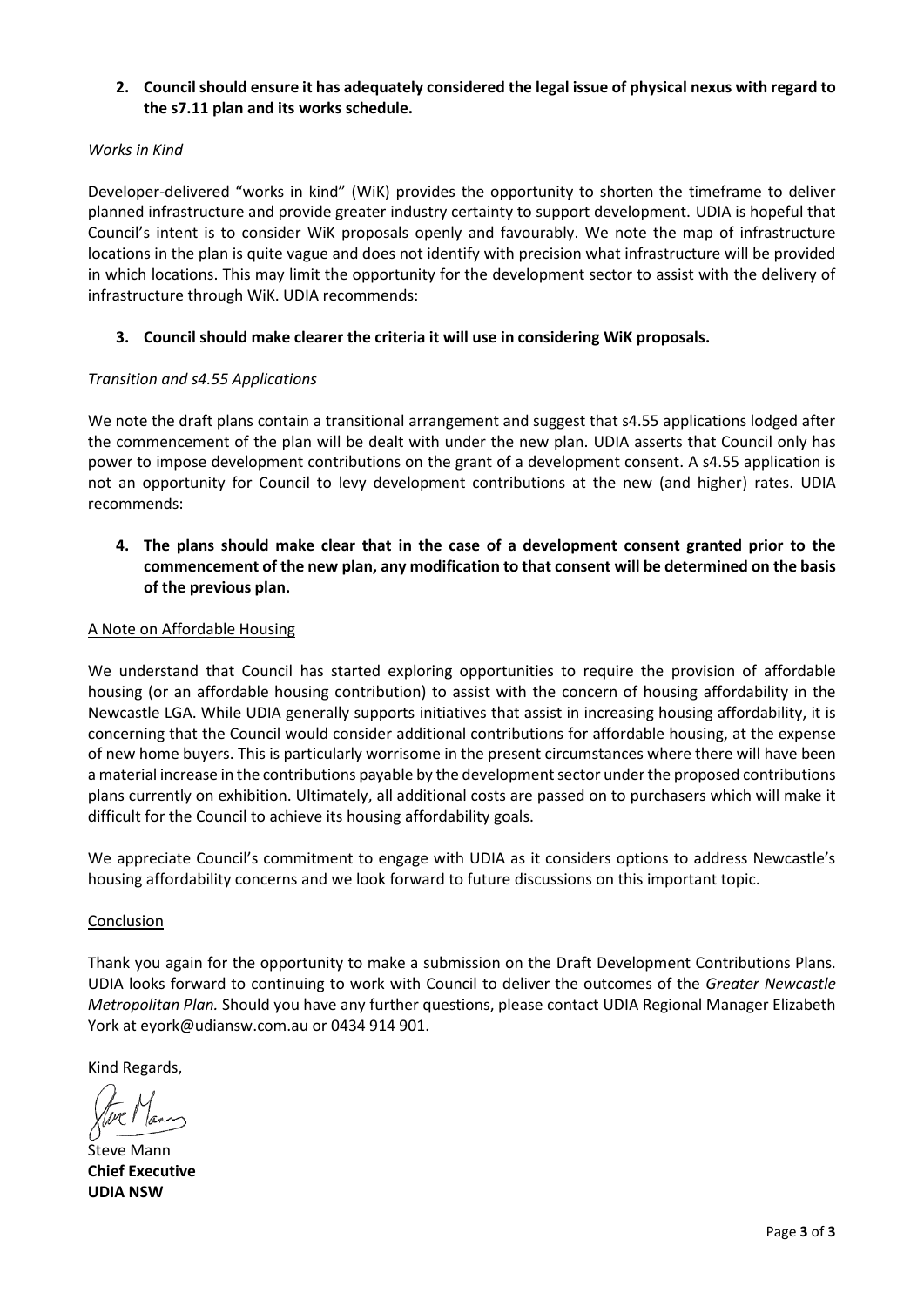**2. Council should ensure it has adequately considered the legal issue of physical nexus with regard to the s7.11 plan and its works schedule.**

*Works in Kind*

Developer-delivered "works in kind" (WiK) provides the opportunity to shorten the timeframe to deliver planned infrastructure and provide greater industry certainty to support development. UDIA is hopeful that Council's intent is to consider WiK proposals openly and favourably. We note the map of infrastructure locations in the plan is quite vague and does not identify with precision what infrastructure will be provided in which locations. This may limit the opportunity for the development sector to assist with the delivery of infrastructure through WiK. UDIA recommends:

**3. Council should make clearer the criteria it will use in considering WiK proposals.**

*Transition and s4.55 Applications*

We note the draft plans contain a transitional arrangement and suggest that s4.55 applications lodged after the commencement of the plan will be dealt with under the new plan. UDIA asserts that Council only has power to impose development contributions on the grant of a development consent. A s4.55 application is not an opportunity for Council to levy development contributions at the new (and higher) rates. UDIA recommends:

**4. The plans should make clear that in the case of a development consent granted prior to the commencement of the new plan, any modification to that consent will be determined on the basis of the previous plan.**

<u>A Note on Affordable Housing</u>

We understand that Council has started exploring opportunities to require the provision of affordable housing (or an affordable housing contribution) to assist with the concern of housing affordability in the Newcastle LGA. While UDIA generally supports initiatives that assist in increasing housing affordability, it is concerning that the Council would consider additional contributions for affordable housing, at the expense of new home buyers. This is particularly worrisome in the present circumstances where there will have been a material increase in the contributions payable by the development sector under the proposed contributions plans currently on exhibition. Ultimately, all additional costs are passed on to purchasers which will make it difficult for the Council to achieve its housing affordability goals.

We appreciate Council's commitment to engage with UDIA as it considers options to address Newcastle's housing affordability concerns and we look forward to future discussions on this important topic.

<u>Conclusion</u>

Thank you again for the opportunity to make a submission on the Draft Development Contributions Plans. UDIA looks forward to continuing to work with Council to deliver the outcomes of the *Greater Newcastle Metropolitan Plan.* Should you have any further questions, please contact UDIA Regional Manager Elizabeth York at eyork@udiansw.com.au or 0434 914 901.

Kind Regards,

Steve Mann
**Chief Executive**
**UDIA NSW**